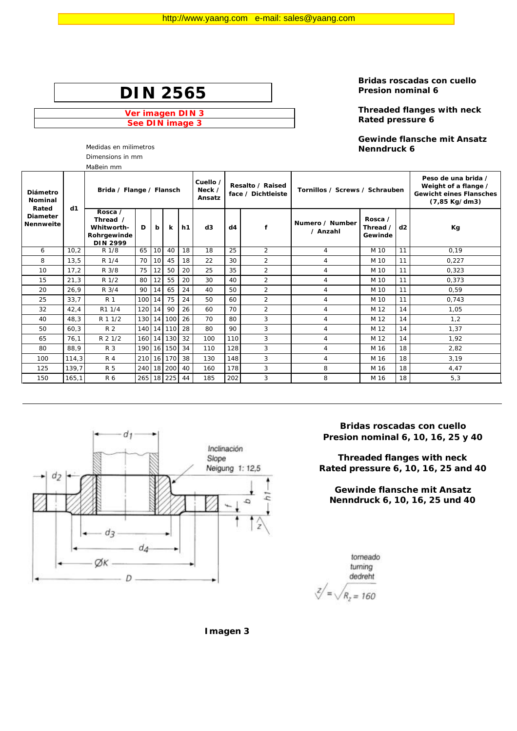http://www.yaang.com e-mail: sales@yaang.com

# DIN 2565

**Ver imagen DIN 3**
**See DIN image 3**

**Bridas roscadas con cuello**
**Presion nominal 6**

**Threaded flanges with neck**
**Rated pressure 6**

**Gewinde flansche mit Ansatz**
**Nenndruck 6**

Medidas en milimetros
Dimensions in mm
MaBein mm

| Diámetro Nominal Rated Diameter Nennweite | d1 | Brida / Flange / Flansch | | | | | Cuello / Neck / Ansatz | Resalto / Raised face / Dichtleiste | | Tornillos / Screws / Schrauben | | | Peso de una brida / Weight of a flange / Gewicht eines Flansches (7,85 Kg/dm3) |
|---|---|---|---|---|---|---|---|---|---|---|---|---|---|
| | | Rosca / Thread / Whitworth-Rohrgewinde DIN 2999 | D | b | k | h1 | d3 | d4 | f | Numero / Number / Anzahl | Rosca / Thread / Gewinde | d2 | Kg |
| 6 | 10,2 | R 1/8 | 65 | 10 | 40 | 18 | 18 | 25 | 2 | 4 | M 10 | 11 | 0,19 |
| 8 | 13,5 | R 1/4 | 70 | 10 | 45 | 18 | 22 | 30 | 2 | 4 | M 10 | 11 | 0,227 |
| 10 | 17,2 | R 3/8 | 75 | 12 | 50 | 20 | 25 | 35 | 2 | 4 | M 10 | 11 | 0,323 |
| 15 | 21,3 | R 1/2 | 80 | 12 | 55 | 20 | 30 | 40 | 2 | 4 | M 10 | 11 | 0,373 |
| 20 | 26,9 | R 3/4 | 90 | 14 | 65 | 24 | 40 | 50 | 2 | 4 | M 10 | 11 | 0,59 |
| 25 | 33,7 | R 1 | 100 | 14 | 75 | 24 | 50 | 60 | 2 | 4 | M 10 | 11 | 0,743 |
| 32 | 42,4 | R1 1/4 | 120 | 14 | 90 | 26 | 60 | 70 | 2 | 4 | M 12 | 14 | 1,05 |
| 40 | 48,3 | R 1 1/2 | 130 | 14 | 100 | 26 | 70 | 80 | 3 | 4 | M 12 | 14 | 1,2 |
| 50 | 60,3 | R 2 | 140 | 14 | 110 | 28 | 80 | 90 | 3 | 4 | M 12 | 14 | 1,37 |
| 65 | 76,1 | R 2 1/2 | 160 | 14 | 130 | 32 | 100 | 110 | 3 | 4 | M 12 | 14 | 1,92 |
| 80 | 88,9 | R 3 | 190 | 16 | 150 | 34 | 110 | 128 | 3 | 4 | M 16 | 18 | 2,82 |
| 100 | 114,3 | R 4 | 210 | 16 | 170 | 38 | 130 | 148 | 3 | 4 | M 16 | 18 | 3,19 |
| 125 | 139,7 | R 5 | 240 | 18 | 200 | 40 | 160 | 178 | 3 | 8 | M 16 | 18 | 4,47 |
| 150 | 165,1 | R 6 | 265 | 18 | 225 | 44 | 185 | 202 | 3 | 8 | M 16 | 18 | 5,3 |

**Bridas roscadas con cuello**
**Presion nominal 6, 10, 16, 25 y 40**

**Threaded flanges with neck**
**Rated pressure 6, 10, 16, 25 and 40**

**Gewinde flansche mit Ansatz**
**Nenndruck 6, 10, 16, 25 und 40**

**Imagen 3**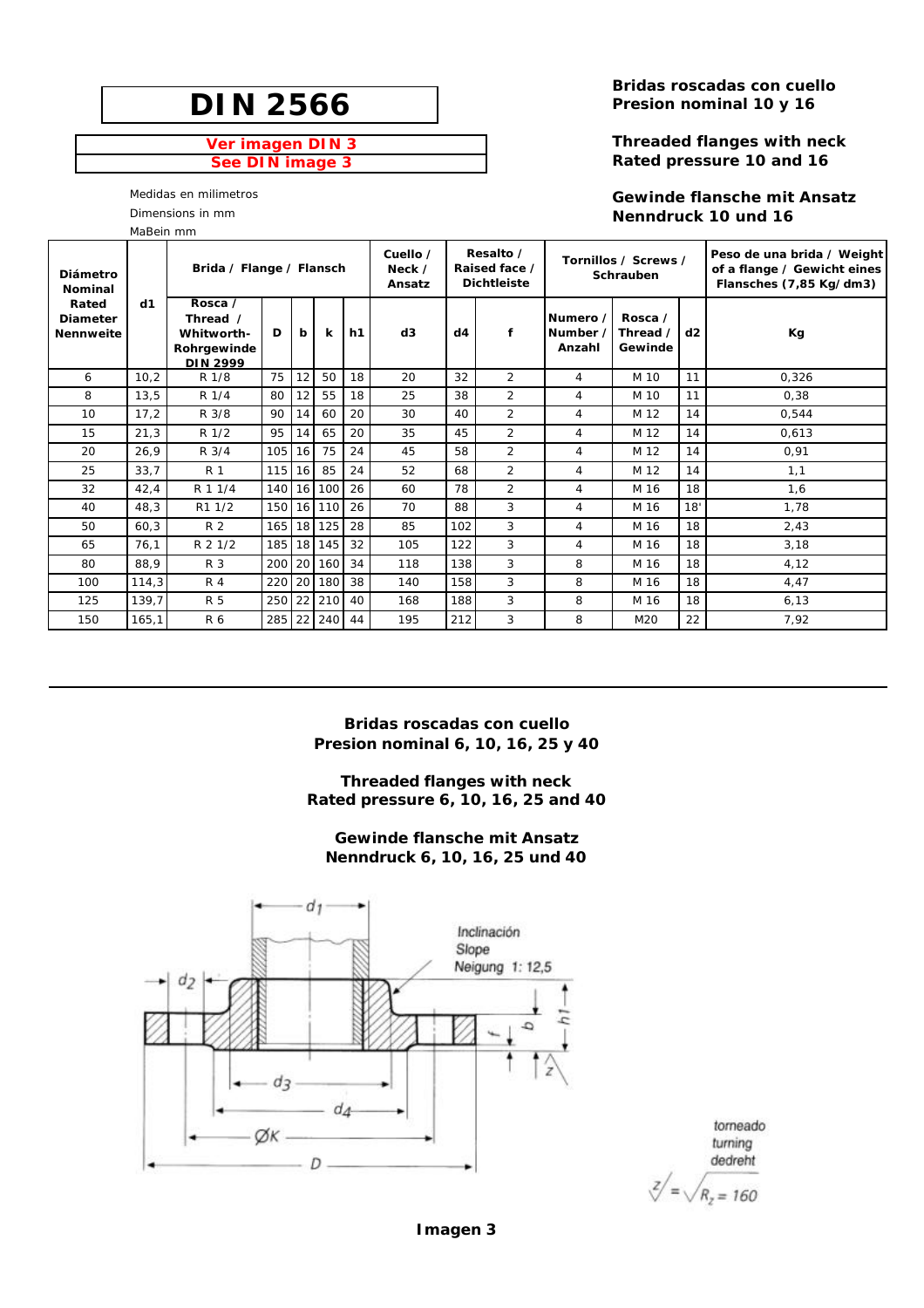# DIN 2566

**Ver imagen DIN 3**
**See DIN image 3**

Medidas en milimetros
Dimensions in mm
MaBein mm

**Bridas roscadas con cuello**
**Presion nominal 10 y 16**

**Threaded flanges with neck**
**Rated pressure 10 and 16**

**Gewinde flansche mit Ansatz**
**Nenndruck 10 und 16**

| Diámetro Nominal Rated Diameter Nennweite | d1 | Brida / Flange / Flansch | | | | | Cuello / Neck / Ansatz | Resalto / Raised face / Dichtleiste | | Tornillos / Screws / Schrauben | | | Peso de una brida / Weight of a flange / Gewicht eines Flansches (7,85 Kg/dm3) |
|---|---|---|---|---|---|---|---|---|---|---|---|---|---|
| | | Rosca / Thread / Whitworth-Rohrgewinde DIN 2999 | D | b | k | h1 | d3 | d4 | f | Numero / Number / Anzahl | Rosca / Thread / Gewinde | d2 | Kg |
| 6 | 10,2 | R 1/8 | 75 | 12 | 50 | 18 | 20 | 32 | 2 | 4 | M 10 | 11 | 0,326 |
| 8 | 13,5 | R 1/4 | 80 | 12 | 55 | 18 | 25 | 38 | 2 | 4 | M 10 | 11 | 0,38 |
| 10 | 17,2 | R 3/8 | 90 | 14 | 60 | 20 | 30 | 40 | 2 | 4 | M 12 | 14 | 0,544 |
| 15 | 21,3 | R 1/2 | 95 | 14 | 65 | 20 | 35 | 45 | 2 | 4 | M 12 | 14 | 0,613 |
| 20 | 26,9 | R 3/4 | 105 | 16 | 75 | 24 | 45 | 58 | 2 | 4 | M 12 | 14 | 0,91 |
| 25 | 33,7 | R 1 | 115 | 16 | 85 | 24 | 52 | 68 | 2 | 4 | M 12 | 14 | 1,1 |
| 32 | 42,4 | R 1 1/4 | 140 | 16 | 100 | 26 | 60 | 78 | 2 | 4 | M 16 | 18 | 1,6 |
| 40 | 48,3 | R1 1/2 | 150 | 16 | 110 | 26 | 70 | 88 | 3 | 4 | M 16 | 18' | 1,78 |
| 50 | 60,3 | R 2 | 165 | 18 | 125 | 28 | 85 | 102 | 3 | 4 | M 16 | 18 | 2,43 |
| 65 | 76,1 | R 2 1/2 | 185 | 18 | 145 | 32 | 105 | 122 | 3 | 4 | M 16 | 18 | 3,18 |
| 80 | 88,9 | R 3 | 200 | 20 | 160 | 34 | 118 | 138 | 3 | 8 | M 16 | 18 | 4,12 |
| 100 | 114,3 | R 4 | 220 | 20 | 180 | 38 | 140 | 158 | 3 | 8 | M 16 | 18 | 4,47 |
| 125 | 139,7 | R 5 | 250 | 22 | 210 | 40 | 168 | 188 | 3 | 8 | M 16 | 18 | 6,13 |
| 150 | 165,1 | R 6 | 285 | 22 | 240 | 44 | 195 | 212 | 3 | 8 | M20 | 22 | 7,92 |

**Bridas roscadas con cuello**
**Presion nominal 6, 10, 16, 25 y 40**

**Threaded flanges with neck**
**Rated pressure 6, 10, 16, 25 and 40**

**Gewinde flansche mit Ansatz**
**Nenndruck 6, 10, 16, 25 und 40**

**Imagen 3**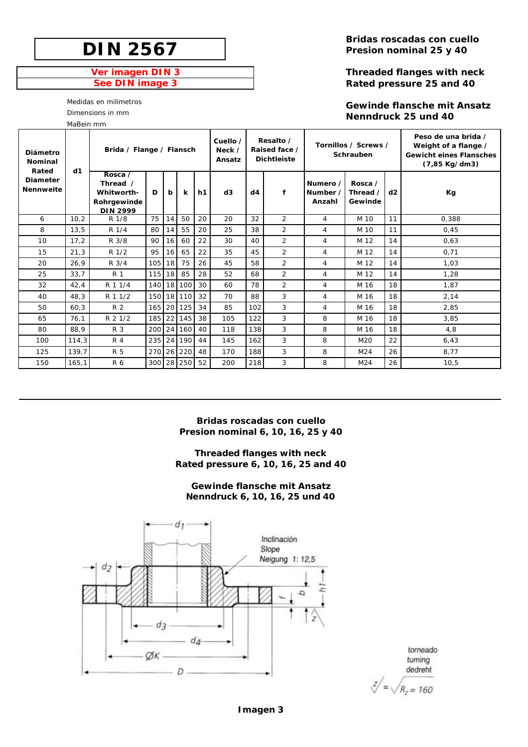# DIN 2567

**Ver imagen DIN 3**
**See DIN image 3**

**Bridas roscadas con cuello**
**Presion nominal 25 y 40**

**Threaded flanges with neck**
**Rated pressure 25 and 40**

**Gewinde flansche mit Ansatz**
**Nenndruck 25 und 40**

Medidas en milimetros
Dimensions in mm
MaBein mm

| Diámetro Nominal Rated Diameter Nennweite | d1 | Brida / Flange / Flansch | | | | | Cuello / Neck / Ansatz | Resalto / Raised face / Dichtleiste | | Tornillos / Screws / Schrauben | | | Peso de una brida / Weight of a flange / Gewicht eines Flansches (7,85 Kg/dm3) |
|---|---|---|---|---|---|---|---|---|---|---|---|---|---|
| | | Rosca / Thread / Whitworth-Rohrgewinde DIN 2999 | D | b | k | h1 | d3 | d4 | f | Numero / Number / Anzahl | Rosca / Thread / Gewinde | d2 | Kg |
| 6 | 10,2 | R 1/8 | 75 | 14 | 50 | 20 | 20 | 32 | 2 | 4 | M 10 | 11 | 0,388 |
| 8 | 13,5 | R 1/4 | 80 | 14 | 55 | 20 | 25 | 38 | 2 | 4 | M 10 | 11 | 0,45 |
| 10 | 17,2 | R 3/8 | 90 | 16 | 60 | 22 | 30 | 40 | 2 | 4 | M 12 | 14 | 0,63 |
| 15 | 21,3 | R 1/2 | 95 | 16 | 65 | 22 | 35 | 45 | 2 | 4 | M 12 | 14 | 0,71 |
| 20 | 26,9 | R 3/4 | 105 | 18 | 75 | 26 | 45 | 58 | 2 | 4 | M 12 | 14 | 1,03 |
| 25 | 33,7 | R 1 | 115 | 18 | 85 | 28 | 52 | 68 | 2 | 4 | M 12 | 14 | 1,28 |
| 32 | 42,4 | R 1 1/4 | 140 | 18 | 100 | 30 | 60 | 78 | 2 | 4 | M 16 | 18 | 1,87 |
| 40 | 48,3 | R 1 1/2 | 150 | 18 | 110 | 32 | 70 | 88 | 3 | 4 | M 16 | 18 | 2,14 |
| 50 | 60,3 | R 2 | 165 | 20 | 125 | 34 | 85 | 102 | 3 | 4 | M 16 | 18 | 2,85 |
| 65 | 76,1 | R 2 1/2 | 185 | 22 | 145 | 38 | 105 | 122 | 3 | 8 | M 16 | 18 | 3,85 |
| 80 | 88,9 | R 3 | 200 | 24 | 160 | 40 | 118 | 138 | 3 | 8 | M 16 | 18 | 4,8 |
| 100 | 114,3 | R 4 | 235 | 24 | 190 | 44 | 145 | 162 | 3 | 8 | M20 | 22 | 6,43 |
| 125 | 139,7 | R 5 | 270 | 26 | 220 | 48 | 170 | 188 | 3 | 8 | M24 | 26 | 8,77 |
| 150 | 165,1 | R 6 | 300 | 28 | 250 | 52 | 200 | 218 | 3 | 8 | M24 | 26 | 10,5 |

---

**Bridas roscadas con cuello**
**Presion nominal 6, 10, 16, 25 y 40**

**Threaded flanges with neck**
**Rated pressure 6, 10, 16, 25 and 40**

**Gewinde flansche mit Ansatz**
**Nenndruck 6, 10, 16, 25 und 40**

Inclinación
Slope
Neigung 1: 12,5

torneado
turning
dedreht

$\sqrt[z]{} = \sqrt{R_z = 160}$

**Imagen 3**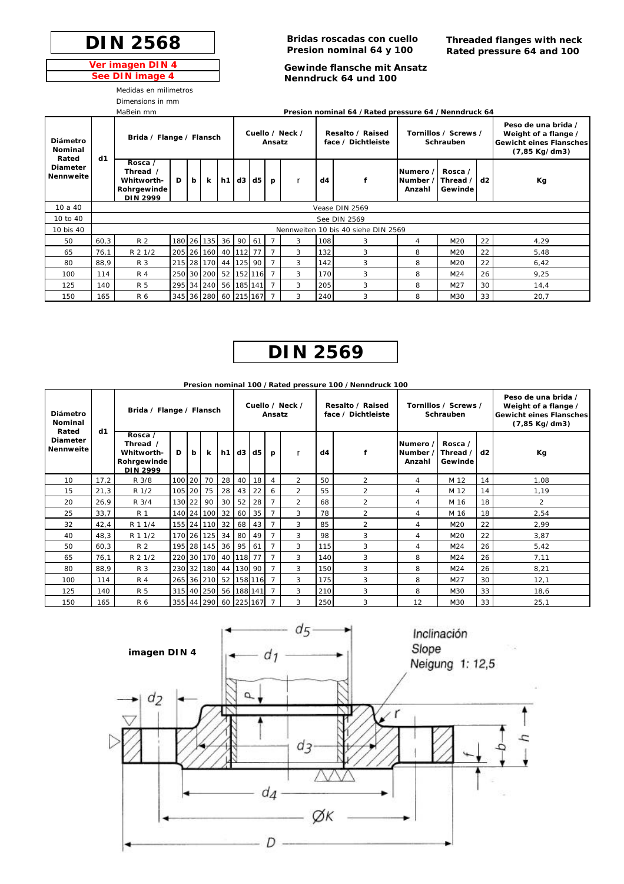# DIN 2568

**Ver imagen DIN 4**
**See DIN image 4**

Medidas en milimetros
Dimensions in mm
MaBein mm

**Bridas roscadas con cuello**
**Presion nominal 64 y 100**

**Gewinde flansche mit Ansatz**
**Nenndruck 64 und 100**

**Threaded flanges with neck**
**Rated pressure 64 and 100**

**Presion nominal 64 / Rated pressure 64 / Nenndruck 64**

| Diámetro Nominal Rated Diameter Nennweite | d1 | Brida / Flange / Flansch | | | | | Cuello / Neck / Ansatz | | | | Resalto / Raised face / Dichtleiste | | Tornillos / Screws / Schrauben | | | Peso de una brida / Weight of a flange / Gewicht eines Flansches (7,85 Kg/dm3) |
|---|---|---|---|---|---|---|---|---|---|---|---|---|---|---|---|---|
| | | Rosca / Thread / Whitworth-Rohrgewinde DIN 2999 | D | b | k | h1 | d3 | d5 | p | r | d4 | f | Numero / Number / Anzahl | Rosca / Thread / Gewinde | d2 | Kg |
| 10 a 40 | Vease DIN 2569 | | | | | | | | | | | | | | | |
| 10 to 40 | See DIN 2569 | | | | | | | | | | | | | | | |
| 10 bis 40 | Nennweiten 10 bis 40 siehe DIN 2569 | | | | | | | | | | | | | | | |
| 50 | 60,3 | R 2 | 180 | 26 | 135 | 36 | 90 | 61 | 7 | 3 | 108 | 3 | 4 | M20 | 22 | 4,29 |
| 65 | 76,1 | R 2 1/2 | 205 | 26 | 160 | 40 | 112 | 77 | 7 | 3 | 132 | 3 | 8 | M20 | 22 | 5,48 |
| 80 | 88,9 | R 3 | 215 | 28 | 170 | 44 | 125 | 90 | 7 | 3 | 142 | 3 | 8 | M20 | 22 | 6,42 |
| 100 | 114 | R 4 | 250 | 30 | 200 | 52 | 152 | 116 | 7 | 3 | 170 | 3 | 8 | M24 | 26 | 9,25 |
| 125 | 140 | R 5 | 295 | 34 | 240 | 56 | 185 | 141 | 7 | 3 | 205 | 3 | 8 | M27 | 30 | 14,4 |
| 150 | 165 | R 6 | 345 | 36 | 280 | 60 | 215 | 167 | 7 | 3 | 240 | 3 | 8 | M30 | 33 | 20,7 |

# DIN 2569

**Presion nominal 100 / Rated pressure 100 / Nenndruck 100**

| Diámetro Nominal Rated Diameter Nennweite | d1 | Brida / Flange / Flansch | | | | | Cuello / Neck / Ansatz | | | | Resalto / Raised face / Dichtleiste | | Tornillos / Screws / Schrauben | | | Peso de una brida / Weight of a flange / Gewicht eines Flansches (7,85 Kg/dm3) |
|---|---|---|---|---|---|---|---|---|---|---|---|---|---|---|---|---|
| | | Rosca / Thread / Whitworth-Rohrgewinde DIN 2999 | D | b | k | h1 | d3 | d5 | p | r | d4 | f | Numero / Number / Anzahl | Rosca / Thread / Gewinde | d2 | Kg |
| 10 | 17,2 | R 3/8 | 100 | 20 | 70 | 28 | 40 | 18 | 4 | 2 | 50 | 2 | 4 | M 12 | 14 | 1,08 |
| 15 | 21,3 | R 1/2 | 105 | 20 | 75 | 28 | 43 | 22 | 6 | 2 | 55 | 2 | 4 | M 12 | 14 | 1,19 |
| 20 | 26,9 | R 3/4 | 130 | 22 | 90 | 30 | 52 | 28 | 7 | 2 | 68 | 2 | 4 | M 16 | 18 | 2 |
| 25 | 33,7 | R 1 | 140 | 24 | 100 | 32 | 60 | 35 | 7 | 3 | 78 | 2 | 4 | M 16 | 18 | 2,54 |
| 32 | 42,4 | R 1 1/4 | 155 | 24 | 110 | 32 | 68 | 43 | 7 | 3 | 85 | 2 | 4 | M20 | 22 | 2,99 |
| 40 | 48,3 | R 1 1/2 | 170 | 26 | 125 | 34 | 80 | 49 | 7 | 3 | 98 | 3 | 4 | M20 | 22 | 3,87 |
| 50 | 60,3 | R 2 | 195 | 28 | 145 | 36 | 95 | 61 | 7 | 3 | 115 | 3 | 4 | M24 | 26 | 5,42 |
| 65 | 76,1 | R 2 1/2 | 220 | 30 | 170 | 40 | 118 | 77 | 7 | 3 | 140 | 3 | 8 | M24 | 26 | 7,11 |
| 80 | 88,9 | R 3 | 230 | 32 | 180 | 44 | 130 | 90 | 7 | 3 | 150 | 3 | 8 | M24 | 26 | 8,21 |
| 100 | 114 | R 4 | 265 | 36 | 210 | 52 | 158 | 116 | 7 | 3 | 175 | 3 | 8 | M27 | 30 | 12,1 |
| 125 | 140 | R 5 | 315 | 40 | 250 | 56 | 188 | 141 | 7 | 3 | 210 | 3 | 8 | M30 | 33 | 18,6 |
| 150 | 165 | R 6 | 355 | 44 | 290 | 60 | 225 | 167 | 7 | 3 | 250 | 3 | 12 | M30 | 33 | 25,1 |

**imagen DIN 4**

Inclinación
Slope
Neigung 1: 12,5

$d_5$ $d_1$ $d_2$ p r $d_3$ f b h $d_4$ ØK D